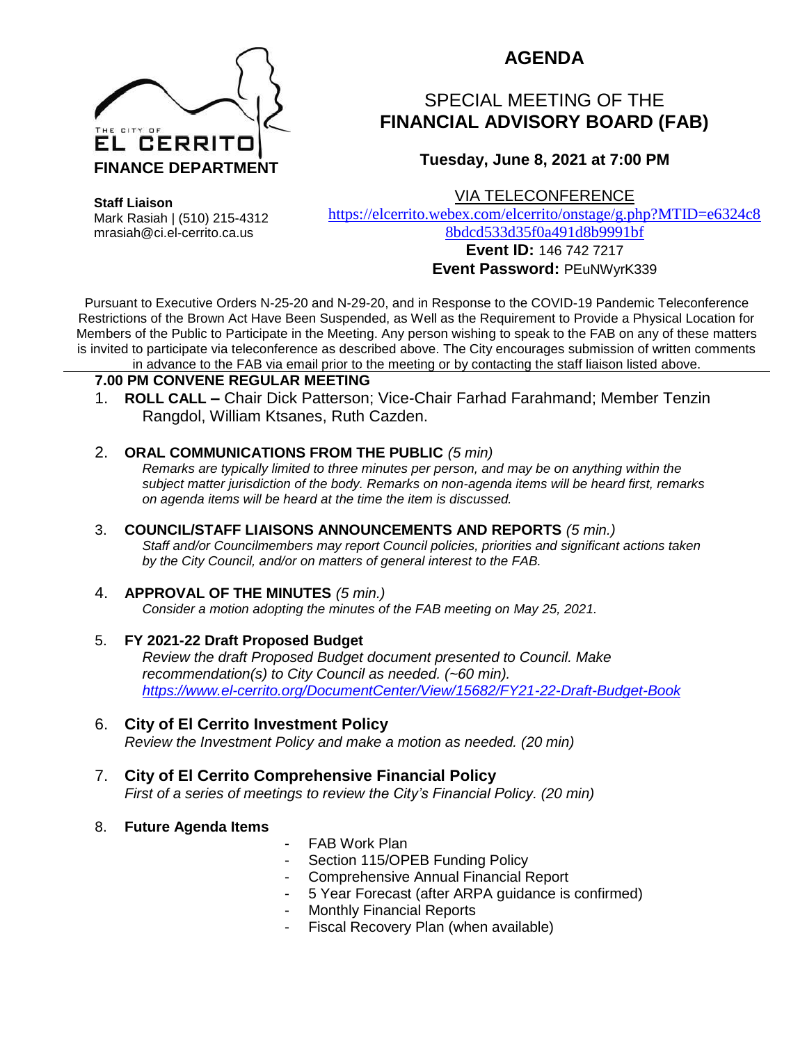THE CITY OF
EL CERRITO
**FINANCE DEPARTMENT**

**Staff Liaison**
Mark Rasiah | (510) 215-4312
mrasiah@ci.el-cerrito.ca.us

# AGENDA

## SPECIAL MEETING OF THE **FINANCIAL ADVISORY BOARD (FAB)**

**Tuesday, June 8, 2021 at 7:00 PM**

VIA TELECONFERENCE
https://elcerrito.webex.com/elcerrito/onstage/g.php?MTID=e6324c88bdcd533d35f0a491d8b9991bf
**Event ID:** 146 742 7217
**Event Password:** PEuNWyrK339

Pursuant to Executive Orders N-25-20 and N-29-20, and in Response to the COVID-19 Pandemic Teleconference Restrictions of the Brown Act Have Been Suspended, as Well as the Requirement to Provide a Physical Location for Members of the Public to Participate in the Meeting. Any person wishing to speak to the FAB on any of these matters is invited to participate via teleconference as described above. The City encourages submission of written comments in advance to the FAB via email prior to the meeting or by contacting the staff liaison listed above.

**7.00 PM CONVENE REGULAR MEETING**

1. **ROLL CALL –** Chair Dick Patterson; Vice-Chair Farhad Farahmand; Member Tenzin Rangdol, William Ktsanes, Ruth Cazden.

2. **ORAL COMMUNICATIONS FROM THE PUBLIC** *(5 min)*
   *Remarks are typically limited to three minutes per person, and may be on anything within the subject matter jurisdiction of the body. Remarks on non-agenda items will be heard first, remarks on agenda items will be heard at the time the item is discussed.*

3. **COUNCIL/STAFF LIAISONS ANNOUNCEMENTS AND REPORTS** *(5 min.)*
   *Staff and/or Councilmembers may report Council policies, priorities and significant actions taken by the City Council, and/or on matters of general interest to the FAB.*

4. **APPROVAL OF THE MINUTES** *(5 min.)*
   *Consider a motion adopting the minutes of the FAB meeting on May 25, 2021.*

5. **FY 2021-22 Draft Proposed Budget**
   *Review the draft Proposed Budget document presented to Council. Make recommendation(s) to City Council as needed. (~60 min).*
   *https://www.el-cerrito.org/DocumentCenter/View/15682/FY21-22-Draft-Budget-Book*

6. **City of El Cerrito Investment Policy**
   *Review the Investment Policy and make a motion as needed. (20 min)*

7. **City of El Cerrito Comprehensive Financial Policy**
   *First of a series of meetings to review the City's Financial Policy. (20 min)*

8. **Future Agenda Items**
   - FAB Work Plan
   - Section 115/OPEB Funding Policy
   - Comprehensive Annual Financial Report
   - 5 Year Forecast (after ARPA guidance is confirmed)
   - Monthly Financial Reports
   - Fiscal Recovery Plan (when available)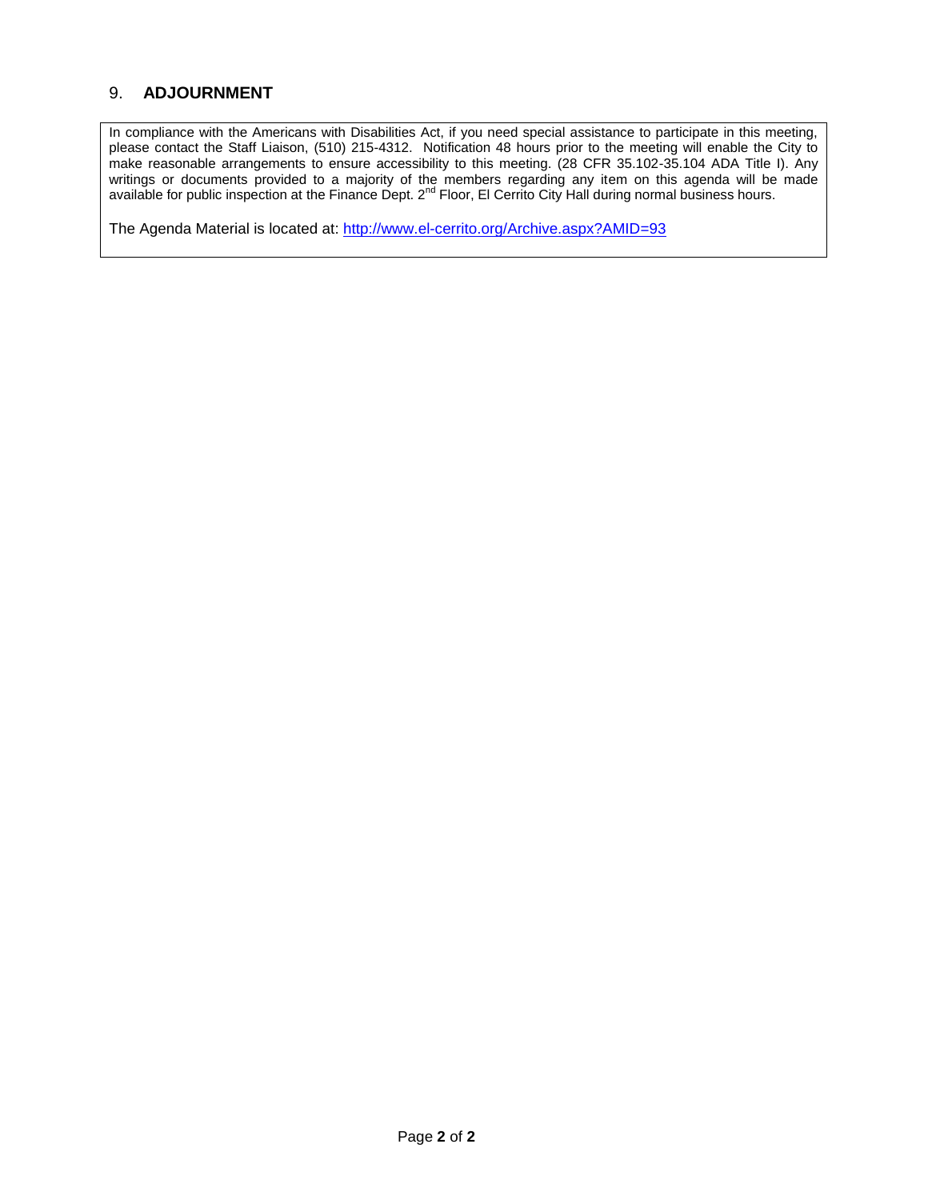## 9. **ADJOURNMENT**

In compliance with the Americans with Disabilities Act, if you need special assistance to participate in this meeting, please contact the Staff Liaison, (510) 215-4312. Notification 48 hours prior to the meeting will enable the City to make reasonable arrangements to ensure accessibility to this meeting. (28 CFR 35.102-35.104 ADA Title I). Any writings or documents provided to a majority of the members regarding any item on this agenda will be made available for public inspection at the Finance Dept. 2nd Floor, El Cerrito City Hall during normal business hours.

The Agenda Material is located at: http://www.el-cerrito.org/Archive.aspx?AMID=93